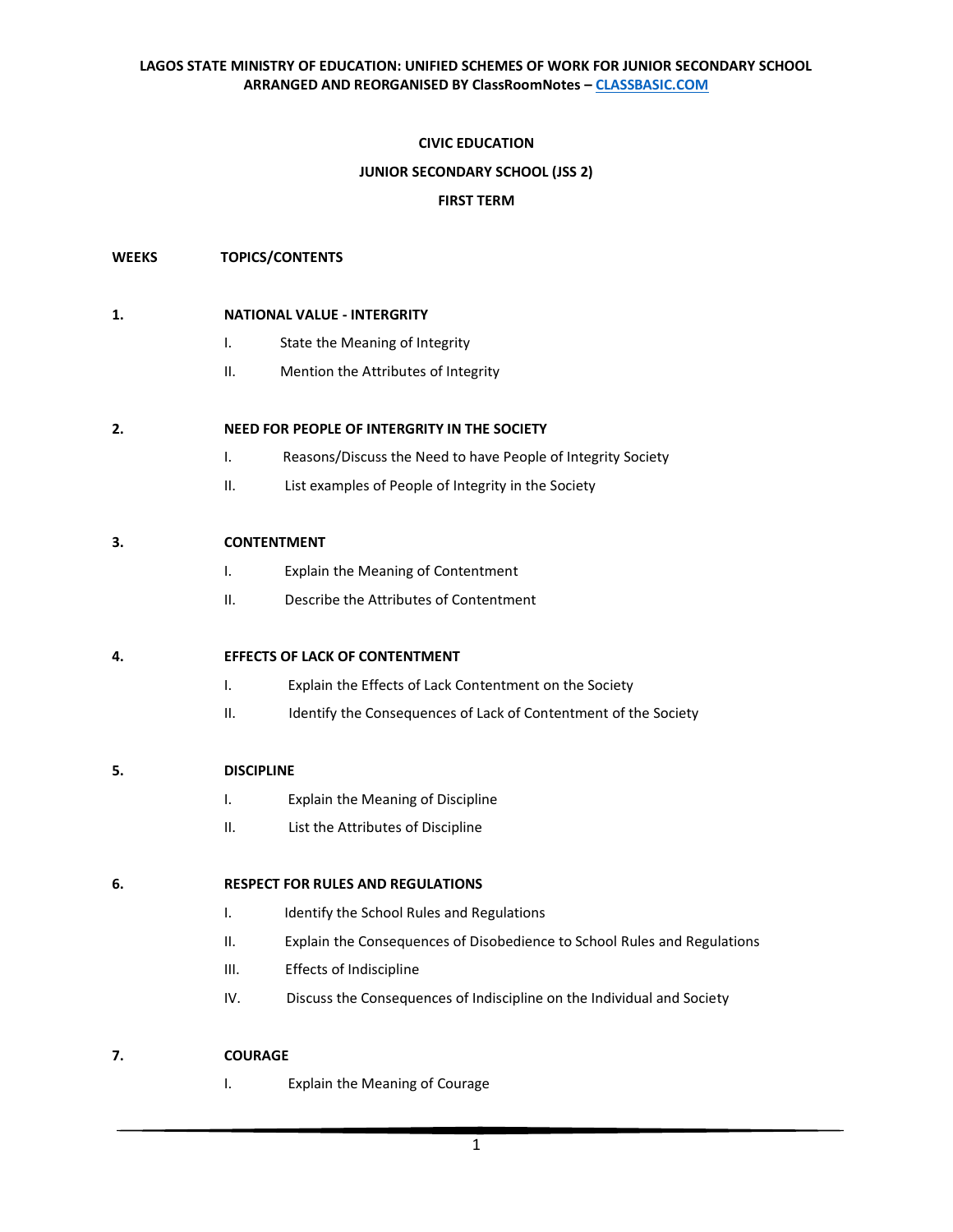**LAGOS STATE MINISTRY OF EDUCATION: UNIFIED SCHEMES OF WORK FOR JUNIOR SECONDARY SCHOOL**
**ARRANGED AND REORGANISED BY ClassRoomNotes – [CLASSBASIC.COM](http://CLASSBASIC.COM)**

# CIVIC EDUCATION

## JUNIOR SECONDARY SCHOOL (JSS 2)

## FIRST TERM

**WEEKS** **TOPICS/CONTENTS**

**1.** **NATIONAL VALUE - INTERGRITY**

- I. State the Meaning of Integrity
- II. Mention the Attributes of Integrity

**2.** **NEED FOR PEOPLE OF INTERGRITY IN THE SOCIETY**

- I. Reasons/Discuss the Need to have People of Integrity Society
- II. List examples of People of Integrity in the Society

**3.** **CONTENTMENT**

- I. Explain the Meaning of Contentment
- II. Describe the Attributes of Contentment

**4.** **EFFECTS OF LACK OF CONTENTMENT**

- I. Explain the Effects of Lack Contentment on the Society
- II. Identify the Consequences of Lack of Contentment of the Society

**5.** **DISCIPLINE**

- I. Explain the Meaning of Discipline
- II. List the Attributes of Discipline

**6.** **RESPECT FOR RULES AND REGULATIONS**

- I. Identify the School Rules and Regulations
- II. Explain the Consequences of Disobedience to School Rules and Regulations
- III. Effects of Indiscipline
- IV. Discuss the Consequences of Indiscipline on the Individual and Society

**7.** **COURAGE**

- I. Explain the Meaning of Courage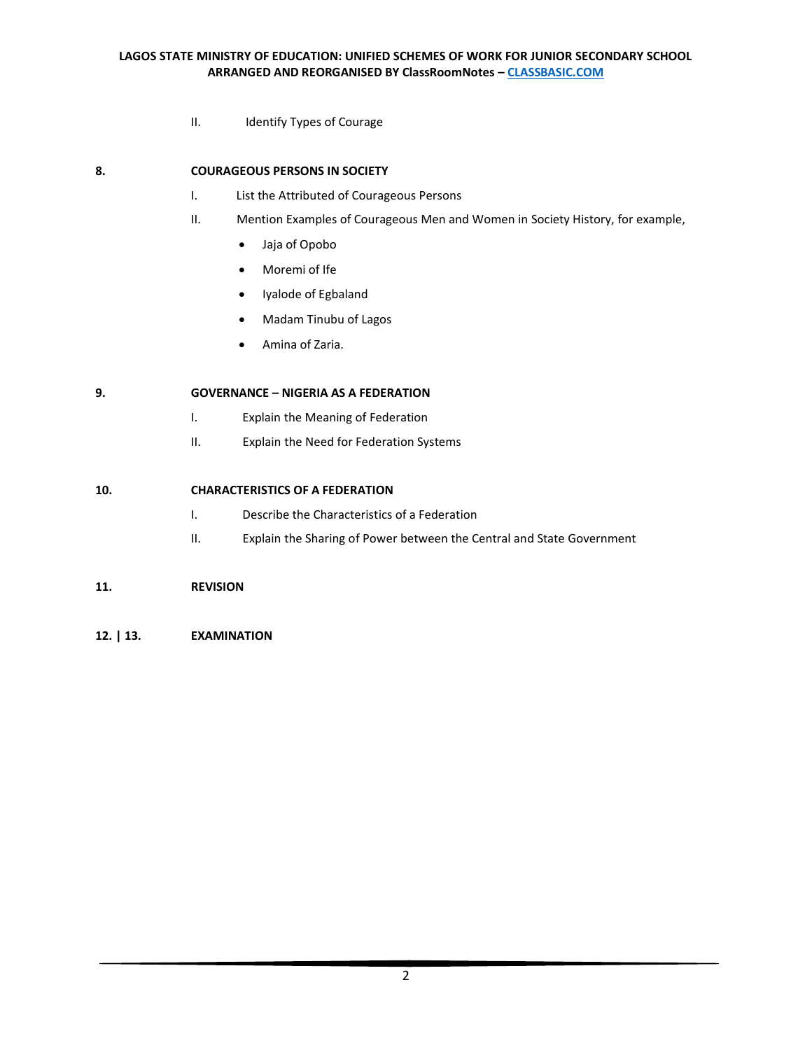II. Identify Types of Course

**8. COURAGEOUS PERSONS IN SOCIETY**

I. List the Attributed of Courageous Persons

II. Mention Examples of Courageous Men and Women in Society History, for example,

- Jaja of Opobo
- Moremi of Ife
- Iyalode of Egbaland
- Madam Tinubu of Lagos
- Amina of Zaria.

**9. GOVERNANCE – NIGERIA AS A FEDERATION**

I. Explain the Meaning of Federation

II. Explain the Need for Federation Systems

**10. CHARACTERISTICS OF A FEDERATION**

I. Describe the Characteristics of a Federation

II. Explain the Sharing of Power between the Central and State Government

**11. REVISION**

**12. | 13. EXAMINATION**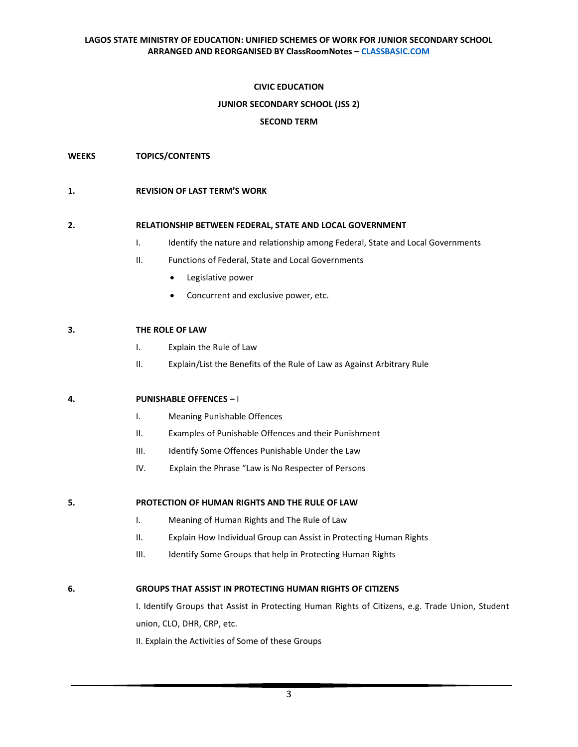**CIVIC EDUCATION**

**JUNIOR SECONDARY SCHOOL (JSS 2)**

**SECOND TERM**

**WEEKS** **TOPICS/CONTENTS**

**1. REVISION OF LAST TERM'S WORK**

**2. RELATIONSHIP BETWEEN FEDERAL, STATE AND LOCAL GOVERNMENT**

I. Identify the nature and relationship among Federal, State and Local Governments

II. Functions of Federal, State and Local Governments

- Legislative power
- Concurrent and exclusive power, etc.

**3. THE ROLE OF LAW**

I. Explain the Rule of Law

II. Explain/List the Benefits of the Rule of Law as Against Arbitrary Rule

**4. PUNISHABLE OFFENCES – I**

I. Meaning Punishable Offences

II. Examples of Punishable Offences and their Punishment

III. Identify Some Offences Punishable Under the Law

IV. Explain the Phrase "Law is No Respecter of Persons

**5. PROTECTION OF HUMAN RIGHTS AND THE RULE OF LAW**

I. Meaning of Human Rights and The Rule of Law

II. Explain How Individual Group can Assist in Protecting Human Rights

III. Identify Some Groups that help in Protecting Human Rights

**6. GROUPS THAT ASSIST IN PROTECTING HUMAN RIGHTS OF CITIZENS**

I. Identify Groups that Assist in Protecting Human Rights of Citizens, e.g. Trade Union, Student union, CLO, DHR, CRP, etc.

II. Explain the Activities of Some of these Groups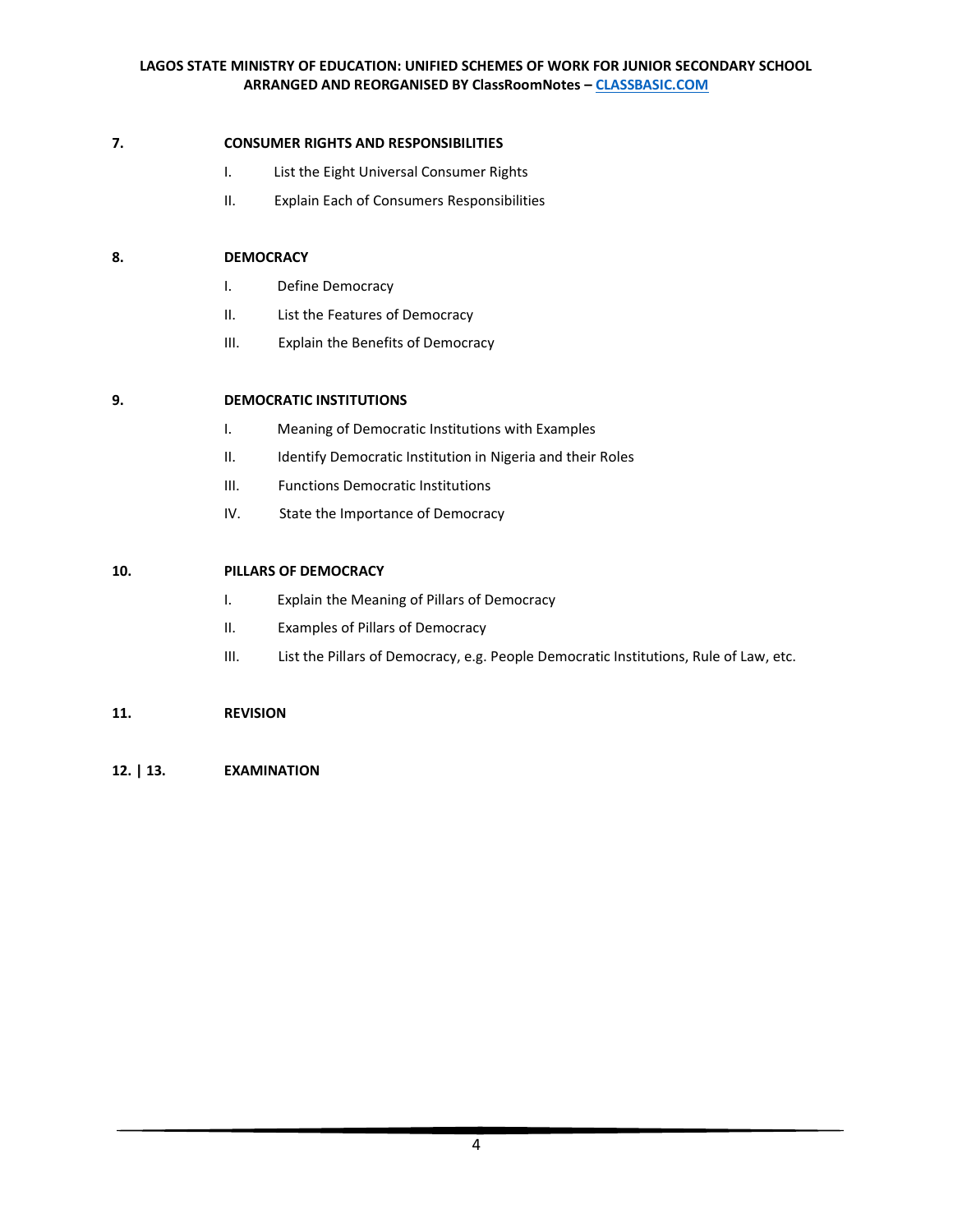**7. CONSUMER RIGHTS AND RESPONSIBILITIES**

- I. List the Eight Universal Consumer Rights
- II. Explain Each of Consumers Responsibilities

**8. DEMOCRACY**

- I. Define Democracy
- II. List the Features of Democracy
- III. Explain the Benefits of Democracy

**9. DEMOCRATIC INSTITUTIONS**

- I. Meaning of Democratic Institutions with Examples
- II. Identify Democratic Institution in Nigeria and their Roles
- III. Functions Democratic Institutions
- IV. State the Importance of Democracy

**10. PILLARS OF DEMOCRACY**

- I. Explain the Meaning of Pillars of Democracy
- II. Examples of Pillars of Democracy
- III. List the Pillars of Democracy, e.g. People Democratic Institutions, Rule of Law, etc.

**11. REVISION**

**12. | 13. EXAMINATION**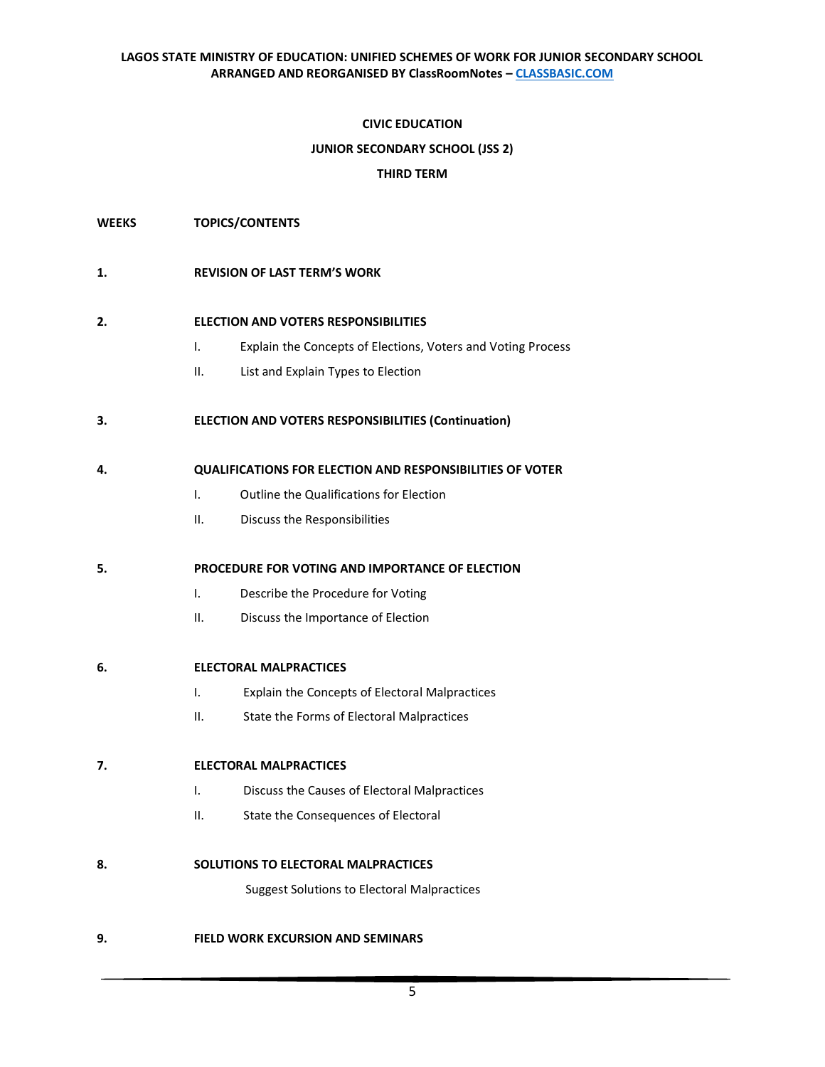**CIVIC EDUCATION**

**JUNIOR SECONDARY SCHOOL (JSS 2)**

**THIRD TERM**

**WEEKS** **TOPICS/CONTENTS**

**1.** **REVISION OF LAST TERM'S WORK**

**2.** **ELECTION AND VOTERS RESPONSIBILITIES**

- I. Explain the Concepts of Elections, Voters and Voting Process
- II. List and Explain Types to Election

**3.** **ELECTION AND VOTERS RESPONSIBILITIES (Continuation)**

**4.** **QUALIFICATIONS FOR ELECTION AND RESPONSIBILITIES OF VOTER**

- I. Outline the Qualifications for Election
- II. Discuss the Responsibilities

**5.** **PROCEDURE FOR VOTING AND IMPORTANCE OF ELECTION**

- I. Describe the Procedure for Voting
- II. Discuss the Importance of Election

**6.** **ELECTORAL MALPRACTICES**

- I. Explain the Concepts of Electoral Malpractices
- II. State the Forms of Electoral Malpractices

**7.** **ELECTORAL MALPRACTICES**

- I. Discuss the Causes of Electoral Malpractices
- II. State the Consequences of Electoral

**8.** **SOLUTIONS TO ELECTORAL MALPRACTICES**

Suggest Solutions to Electoral Malpractices

**9.** **FIELD WORK EXCURSION AND SEMINARS**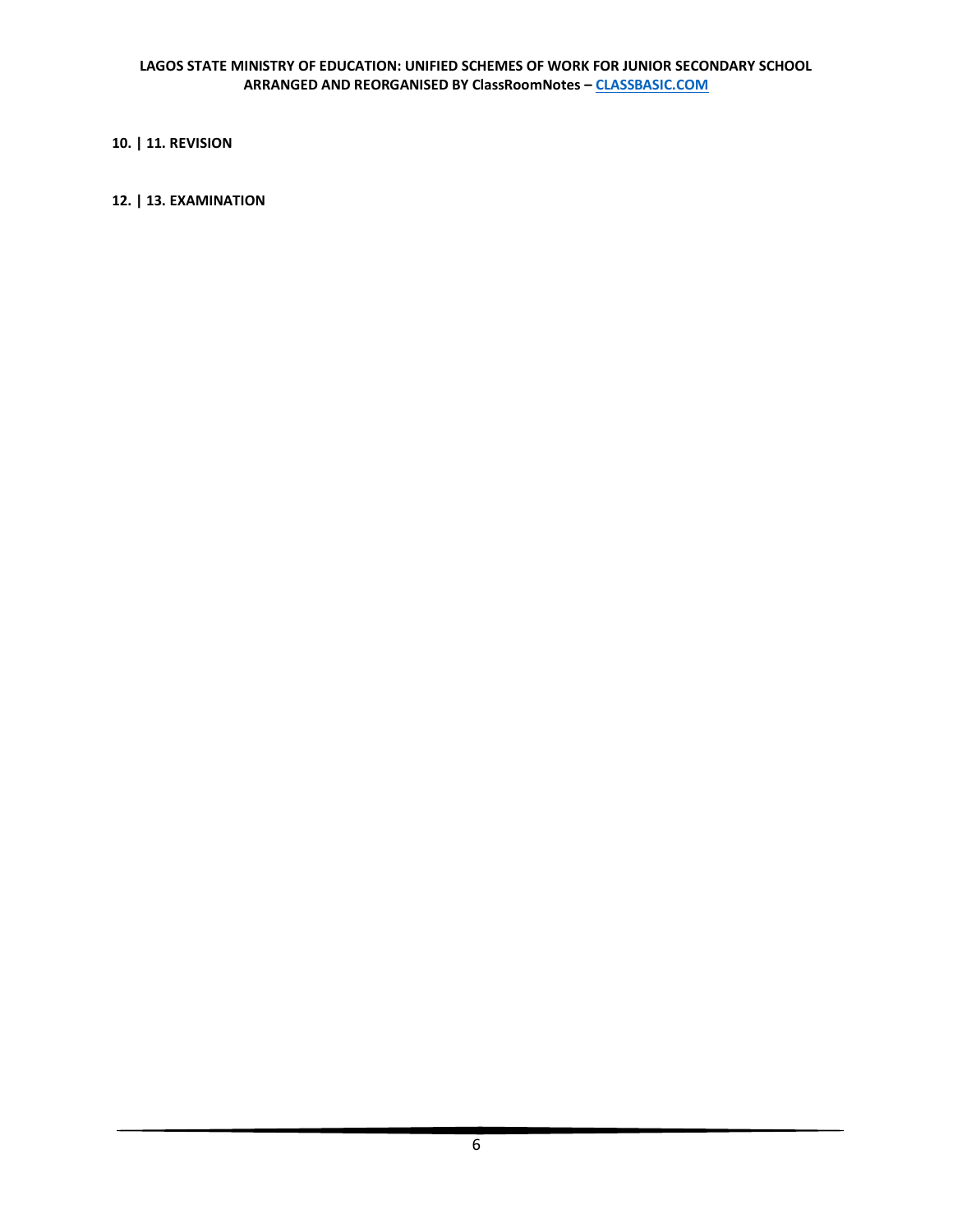**10. | 11. REVISION**

**12. | 13. EXAMINATION**